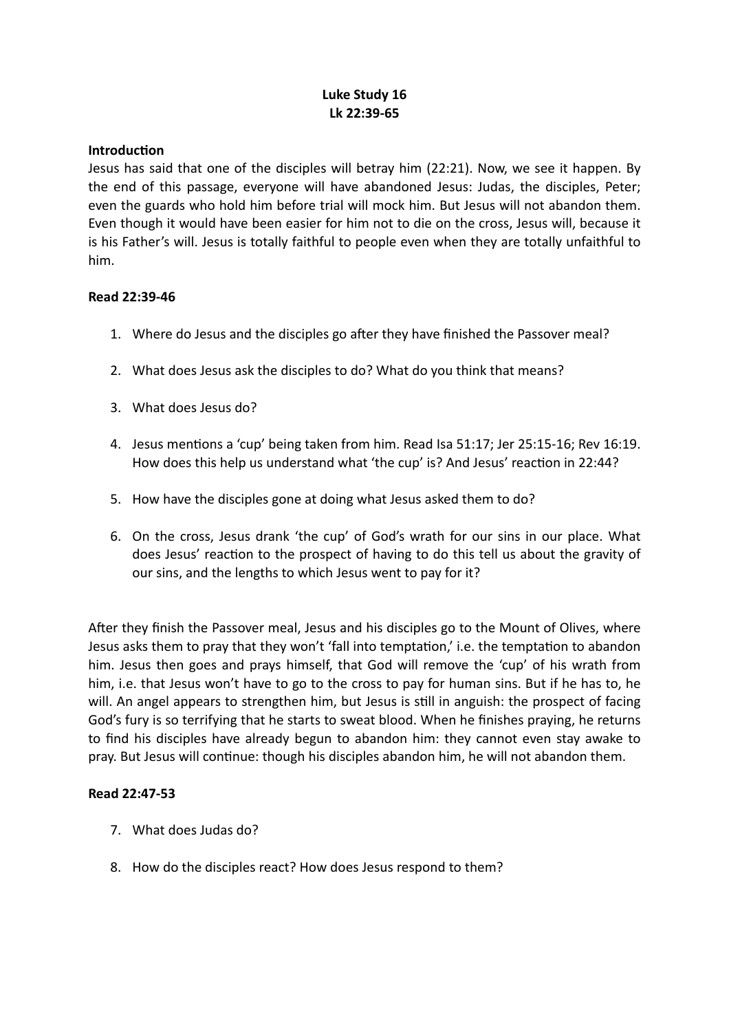**Luke Study 16**
**Lk 22:39-65**

**Introduction**

Jesus has said that one of the disciples will betray him (22:21). Now, we see it happen. By the end of this passage, everyone will have abandoned Jesus: Judas, the disciples, Peter; even the guards who hold him before trial will mock him. But Jesus will not abandon them. Even though it would have been easier for him not to die on the cross, Jesus will, because it is his Father's will. Jesus is totally faithful to people even when they are totally unfaithful to him.

**Read 22:39-46**

1. Where do Jesus and the disciples go after they have finished the Passover meal?

2. What does Jesus ask the disciples to do? What do you think that means?

3. What does Jesus do?

4. Jesus mentions a 'cup' being taken from him. Read Isa 51:17; Jer 25:15-16; Rev 16:19. How does this help us understand what 'the cup' is? And Jesus' reaction in 22:44?

5. How have the disciples gone at doing what Jesus asked them to do?

6. On the cross, Jesus drank 'the cup' of God's wrath for our sins in our place. What does Jesus' reaction to the prospect of having to do this tell us about the gravity of our sins, and the lengths to which Jesus went to pay for it?

After they finish the Passover meal, Jesus and his disciples go to the Mount of Olives, where Jesus asks them to pray that they won't 'fall into temptation,' i.e. the temptation to abandon him. Jesus then goes and prays himself, that God will remove the 'cup' of his wrath from him, i.e. that Jesus won't have to go to the cross to pay for human sins. But if he has to, he will. An angel appears to strengthen him, but Jesus is still in anguish: the prospect of facing God's fury is so terrifying that he starts to sweat blood. When he finishes praying, he returns to find his disciples have already begun to abandon him: they cannot even stay awake to pray. But Jesus will continue: though his disciples abandon him, he will not abandon them.

**Read 22:47-53**

7. What does Judas do?

8. How do the disciples react? How does Jesus respond to them?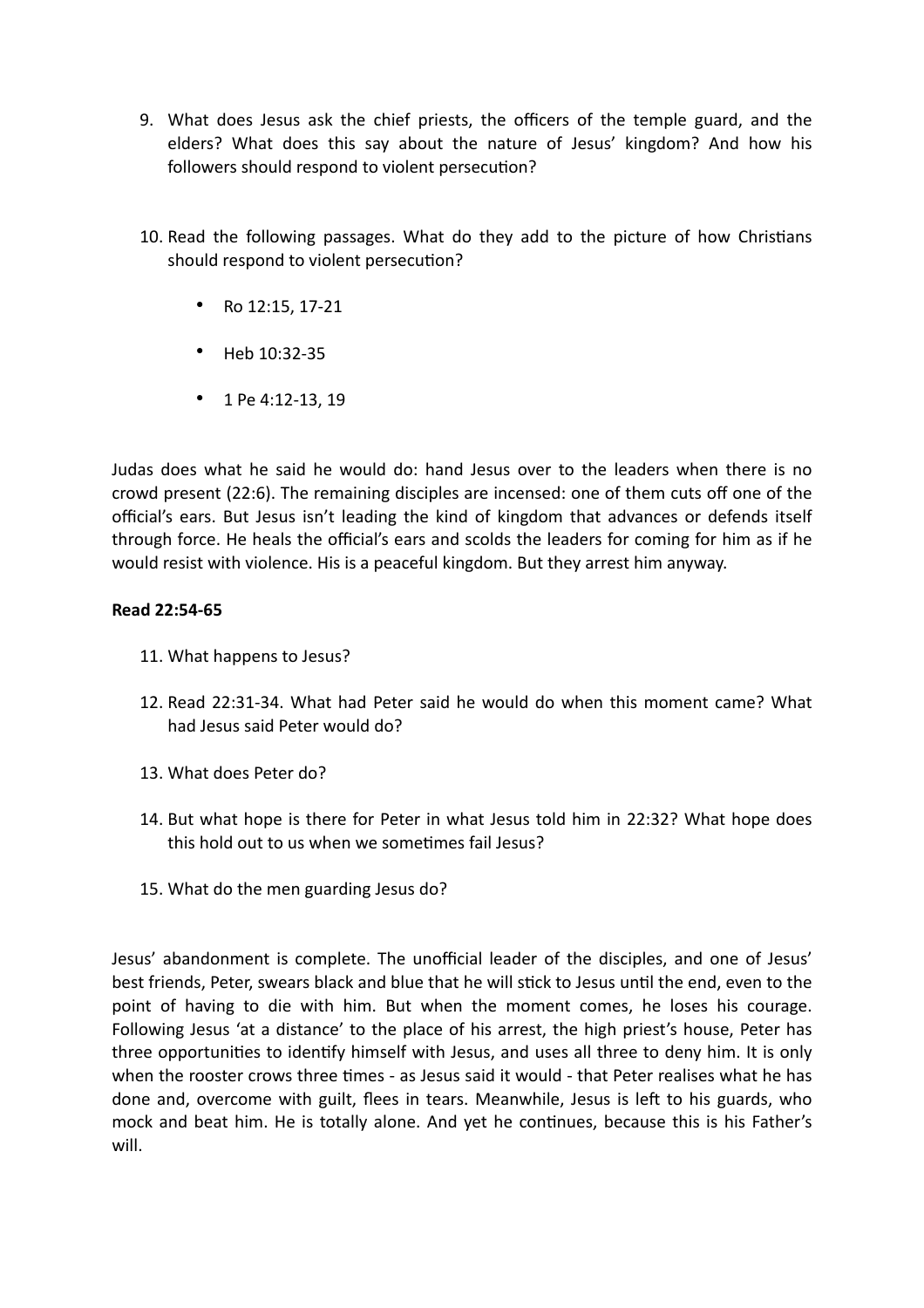9. What does Jesus ask the chief priests, the officers of the temple guard, and the elders? What does this say about the nature of Jesus' kingdom? And how his followers should respond to violent persecution?

10. Read the following passages. What do they add to the picture of how Christians should respond to violent persecution?

    - Ro 12:15, 17-21
    - Heb 10:32-35
    - 1 Pe 4:12-13, 19

Judas does what he said he would do: hand Jesus over to the leaders when there is no crowd present (22:6). The remaining disciples are incensed: one of them cuts off one of the official's ears. But Jesus isn't leading the kind of kingdom that advances or defends itself through force. He heals the official's ears and scolds the leaders for coming for him as if he would resist with violence. His is a peaceful kingdom. But they arrest him anyway.

**Read 22:54-65**

11. What happens to Jesus?
12. Read 22:31-34. What had Peter said he would do when this moment came? What had Jesus said Peter would do?
13. What does Peter do?
14. But what hope is there for Peter in what Jesus told him in 22:32? What hope does this hold out to us when we sometimes fail Jesus?
15. What do the men guarding Jesus do?

Jesus' abandonment is complete. The unofficial leader of the disciples, and one of Jesus' best friends, Peter, swears black and blue that he will stick to Jesus until the end, even to the point of having to die with him. But when the moment comes, he loses his courage. Following Jesus 'at a distance' to the place of his arrest, the high priest's house, Peter has three opportunities to identify himself with Jesus, and uses all three to deny him. It is only when the rooster crows three times - as Jesus said it would - that Peter realises what he has done and, overcome with guilt, flees in tears. Meanwhile, Jesus is left to his guards, who mock and beat him. He is totally alone. And yet he continues, because this is his Father's will.